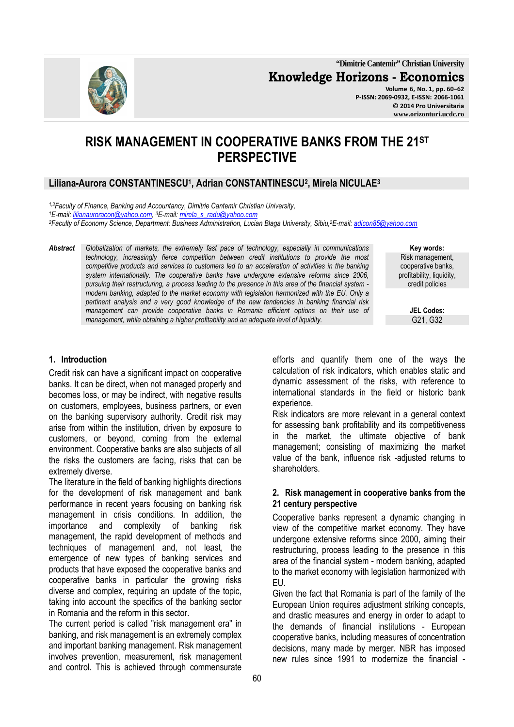# RISK MANAGEMENT IN COOPERATIVE BANKS FROM THE 21ST PERSPECTIVE

**Liliana-Aurora CONSTANTINESCU[1], Adrian CONSTANTINESCU[2], Mirela NICULAE[3]**

*[1,3]Faculty of Finance, Banking and Accountancy, Dimitrie Cantemir Christian University,*
*[1]E-mail: lilianauroracon@yahoo.com, [3]E-mail: mirela_s_radu@yahoo.com*
*[2]Faculty of Economy Science, Department: Business Administration, Lucian Blaga University, Sibiu,[2]E-mail: adicon85@yahoo.com*

**Abstract** *Globalization of markets, the extremely fast pace of technology, especially in communications technology, increasingly fierce competition between credit institutions to provide the most competitive products and services to customers led to an acceleration of activities in the banking system internationally. The cooperative banks have undergone extensive reforms since 2006, pursuing their restructuring, a process leading to the presence in this area of the financial system - modern banking, adapted to the market economy with legislation harmonized with the EU. Only a pertinent analysis and a very good knowledge of the new tendencies in banking financial risk management can provide cooperative banks in Romania efficient options on their use of management, while obtaining a higher profitability and an adequate level of liquidity.*

**Key words:** Risk management, cooperative banks, profitability, liquidity, credit policies

**JEL Codes:** G21, G32

## 1. Introduction

Credit risk can have a significant impact on cooperative banks. It can be direct, when not managed properly and becomes loss, or may be indirect, with negative results on customers, employees, business partners, or even on the banking supervisory authority. Credit risk may arise from within the institution, driven by exposure to customers, or beyond, coming from the external environment. Cooperative banks are also subjects of all the risks the customers are facing, risks that can be extremely diverse.

The literature in the field of banking highlights directions for the development of risk management and bank performance in recent years focusing on banking risk management in crisis conditions. In addition, the importance and complexity of banking risk management, the rapid development of methods and techniques of management and, not least, the emergence of new types of banking services and products that have exposed the cooperative banks and cooperative banks in particular the growing risks diverse and complex, requiring an update of the topic, taking into account the specifics of the banking sector in Romania and the reform in this sector.

The current period is called "risk management era" in banking, and risk management is an extremely complex and important banking management. Risk management involves prevention, measurement, risk management and control. This is achieved through commensurate efforts and quantify them one of the ways the calculation of risk indicators, which enables static and dynamic assessment of the risks, with reference to international standards in the field or historic bank experience.

Risk indicators are more relevant in a general context for assessing bank profitability and its competitiveness in the market, the ultimate objective of bank management; consisting of maximizing the market value of the bank, influence risk -adjusted returns to shareholders.

## 2. Risk management in cooperative banks from the 21 century perspective

Cooperative banks represent a dynamic changing in view of the competitive market economy. They have undergone extensive reforms since 2000, aiming their restructuring, process leading to the presence in this area of the financial system - modern banking, adapted to the market economy with legislation harmonized with EU.

Given the fact that Romania is part of the family of the European Union requires adjustment striking concepts, and drastic measures and energy in order to adapt to the demands of financial institutions - European cooperative banks, including measures of concentration decisions, many made by merger. NBR has imposed new rules since 1991 to modernize the financial -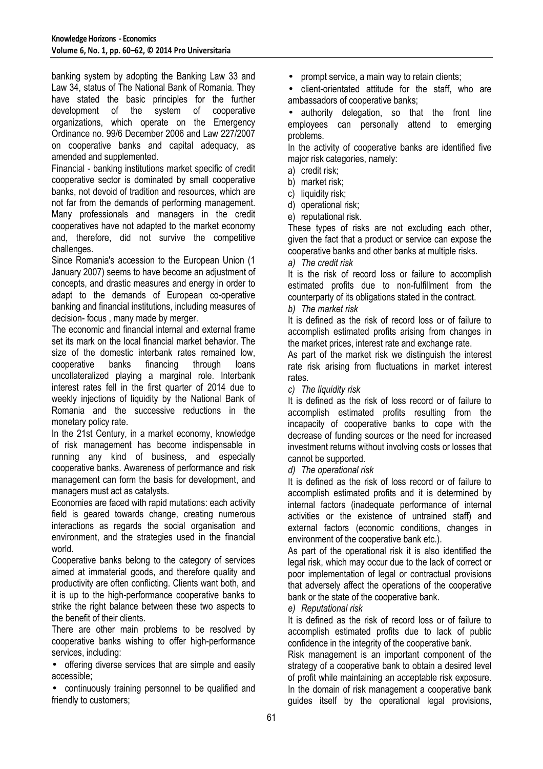banking system by adopting the Banking Law 33 and Law 34, status of The National Bank of Romania. They have stated the basic principles for the further development of the system of cooperative organizations, which operate on the Emergency Ordinance no. 99/6 December 2006 and Law 227/2007 on cooperative banks and capital adequacy, as amended and supplemented.

Financial - banking institutions market specific of credit cooperative sector is dominated by small cooperative banks, not devoid of tradition and resources, which are not far from the demands of performing management. Many professionals and managers in the credit cooperatives have not adapted to the market economy and, therefore, did not survive the competitive challenges.

Since Romania's accession to the European Union (1 January 2007) seems to have become an adjustment of concepts, and drastic measures and energy in order to adapt to the demands of European co-operative banking and financial institutions, including measures of decision- focus , many made by merger.

The economic and financial internal and external frame set its mark on the local financial market behavior. The size of the domestic interbank rates remained low, cooperative banks financing through loans uncollateralized playing a marginal role. Interbank interest rates fell in the first quarter of 2014 due to weekly injections of liquidity by the National Bank of Romania and the successive reductions in the monetary policy rate.

In the 21st Century, in a market economy, knowledge of risk management has become indispensable in running any kind of business, and especially cooperative banks. Awareness of performance and risk management can form the basis for development, and managers must act as catalysts.

Economies are faced with rapid mutations: each activity field is geared towards change, creating numerous interactions as regards the social organisation and environment, and the strategies used in the financial world.

Cooperative banks belong to the category of services aimed at immaterial goods, and therefore quality and productivity are often conflicting. Clients want both, and it is up to the high-performance cooperative banks to strike the right balance between these two aspects to the benefit of their clients.

There are other main problems to be resolved by cooperative banks wishing to offer high-performance services, including:

- offering diverse services that are simple and easily accessible;
- continuously training personnel to be qualified and friendly to customers;
- prompt service, a main way to retain clients;
- client-orientated attitude for the staff, who are ambassadors of cooperative banks;
- authority delegation, so that the front line employees can personally attend to emerging problems.

In the activity of cooperative banks are identified five major risk categories, namely:

a) credit risk;
b) market risk;
c) liquidity risk;
d) operational risk;
e) reputational risk.

These types of risks are not excluding each other, given the fact that a product or service can expose the cooperative banks and other banks at multiple risks.

*a) The credit risk*

It is the risk of record loss or failure to accomplish estimated profits due to non-fulfillment from the counterparty of its obligations stated in the contract.

*b) The market risk*

It is defined as the risk of record loss or of failure to accomplish estimated profits arising from changes in the market prices, interest rate and exchange rate.

As part of the market risk we distinguish the interest rate risk arising from fluctuations in market interest rates.

*c) The liquidity risk*

It is defined as the risk of loss record or of failure to accomplish estimated profits resulting from the incapacity of cooperative banks to cope with the decrease of funding sources or the need for increased investment returns without involving costs or losses that cannot be supported.

*d) The operational risk*

It is defined as the risk of loss record or of failure to accomplish estimated profits and it is determined by internal factors (inadequate performance of internal activities or the existence of untrained staff) and external factors (economic conditions, changes in environment of the cooperative bank etc.).

As part of the operational risk it is also identified the legal risk, which may occur due to the lack of correct or poor implementation of legal or contractual provisions that adversely affect the operations of the cooperative bank or the state of the cooperative bank.

*e) Reputational risk*

It is defined as the risk of record loss or of failure to accomplish estimated profits due to lack of public confidence in the integrity of the cooperative bank.

Risk management is an important component of the strategy of a cooperative bank to obtain a desired level of profit while maintaining an acceptable risk exposure. In the domain of risk management a cooperative bank guides itself by the operational legal provisions,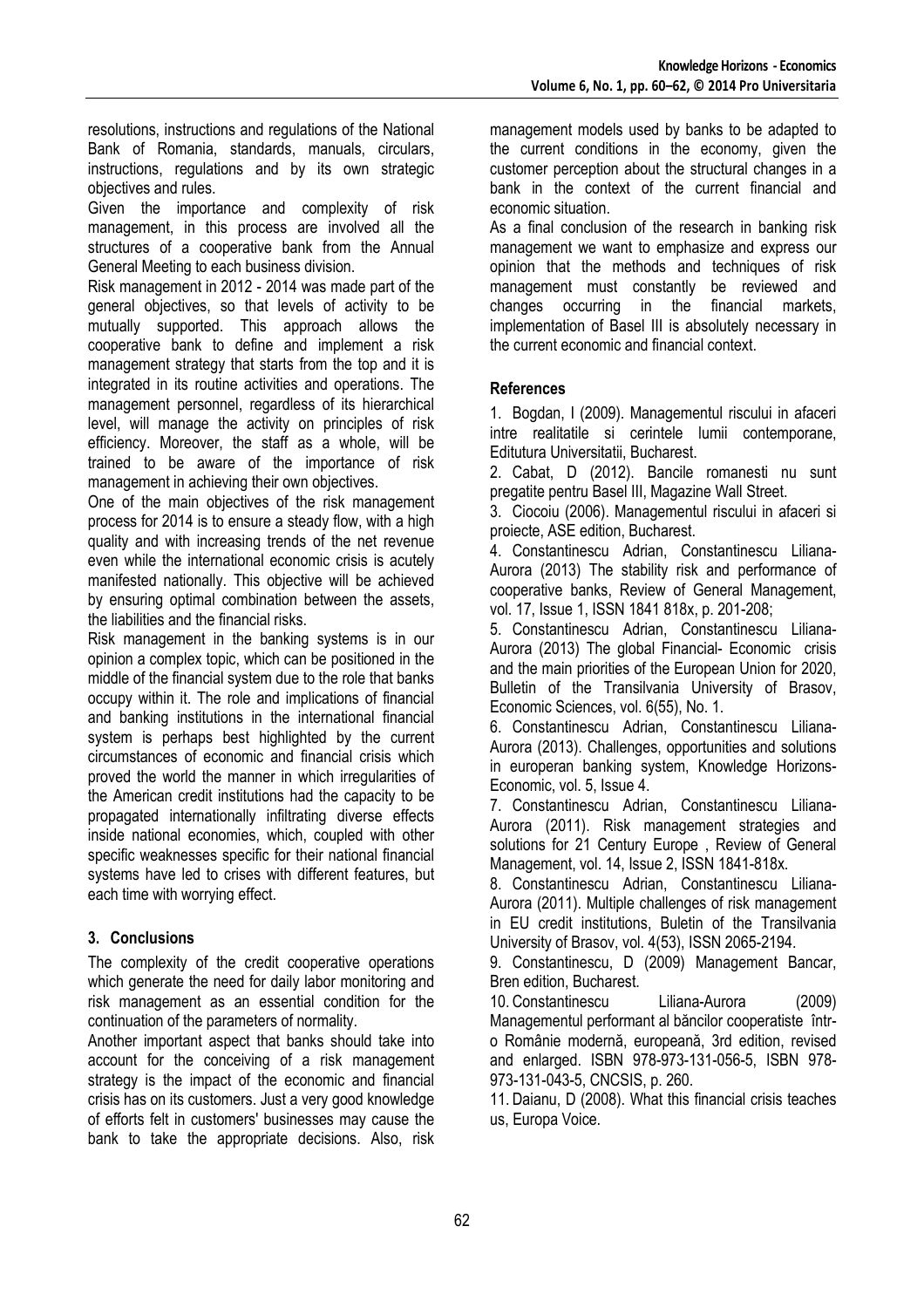resolutions, instructions and regulations of the National Bank of Romania, standards, manuals, circulars, instructions, regulations and by its own strategic objectives and rules.

Given the importance and complexity of risk management, in this process are involved all the structures of a cooperative bank from the Annual General Meeting to each business division.

Risk management in 2012 - 2014 was made part of the general objectives, so that levels of activity to be mutually supported. This approach allows the cooperative bank to define and implement a risk management strategy that starts from the top and it is integrated in its routine activities and operations. The management personnel, regardless of its hierarchical level, will manage the activity on principles of risk efficiency. Moreover, the staff as a whole, will be trained to be aware of the importance of risk management in achieving their own objectives.

One of the main objectives of the risk management process for 2014 is to ensure a steady flow, with a high quality and with increasing trends of the net revenue even while the international economic crisis is acutely manifested nationally. This objective will be achieved by ensuring optimal combination between the assets, the liabilities and the financial risks.

Risk management in the banking systems is in our opinion a complex topic, which can be positioned in the middle of the financial system due to the role that banks occupy within it. The role and implications of financial and banking institutions in the international financial system is perhaps best highlighted by the current circumstances of economic and financial crisis which proved the world the manner in which irregularities of the American credit institutions had the capacity to be propagated internationally infiltrating diverse effects inside national economies, which, coupled with other specific weaknesses specific for their national financial systems have led to crises with different features, but each time with worrying effect.

## 3. Conclusions

The complexity of the credit cooperative operations which generate the need for daily labor monitoring and risk management as an essential condition for the continuation of the parameters of normality.

Another important aspect that banks should take into account for the conceiving of a risk management strategy is the impact of the economic and financial crisis has on its customers. Just a very good knowledge of efforts felt in customers' businesses may cause the bank to take the appropriate decisions. Also, risk management models used by banks to be adapted to the current conditions in the economy, given the customer perception about the structural changes in a bank in the context of the current financial and economic situation.

As a final conclusion of the research in banking risk management we want to emphasize and express our opinion that the methods and techniques of risk management must constantly be reviewed and changes occurring in the financial markets, implementation of Basel III is absolutely necessary in the current economic and financial context.

## References

1. Bogdan, I (2009). Managementul riscului in afaceri intre realitatile si cerintele lumii contemporane, Editutura Universitatii, Bucharest.
2. Cabat, D (2012). Bancile romanesti nu sunt pregatite pentru Basel III, Magazine Wall Street.
3. Ciocoiu (2006). Managementul riscului in afaceri si proiecte, ASE edition, Bucharest.
4. Constantinescu Adrian, Constantinescu Liliana-Aurora (2013) The stability risk and performance of cooperative banks, Review of General Management, vol. 17, Issue 1, ISSN 1841 818x, p. 201-208;
5. Constantinescu Adrian, Constantinescu Liliana-Aurora (2013) The global Financial- Economic crisis and the main priorities of the European Union for 2020, Bulletin of the Transilvania University of Brasov, Economic Sciences, vol. 6(55), No. 1.
6. Constantinescu Adrian, Constantinescu Liliana-Aurora (2013). Challenges, opportunities and solutions in europeran banking system, Knowledge Horizons-Economic, vol. 5, Issue 4.
7. Constantinescu Adrian, Constantinescu Liliana-Aurora (2011). Risk management strategies and solutions for 21 Century Europe , Review of General Management, vol. 14, Issue 2, ISSN 1841-818x.
8. Constantinescu Adrian, Constantinescu Liliana-Aurora (2011). Multiple challenges of risk management in EU credit institutions, Buletin of the Transilvania University of Brasov, vol. 4(53), ISSN 2065-2194.
9. Constantinescu, D (2009) Management Bancar, Bren edition, Bucharest.
10. Constantinescu Liliana-Aurora (2009) Managementul performant al băncilor cooperatiste într-o Românie modernă, europeană, 3rd edition, revised and enlarged. ISBN 978-973-131-056-5, ISBN 978-973-131-043-5, CNCSIS, p. 260.
11. Daianu, D (2008). What this financial crisis teaches us, Europa Voice.